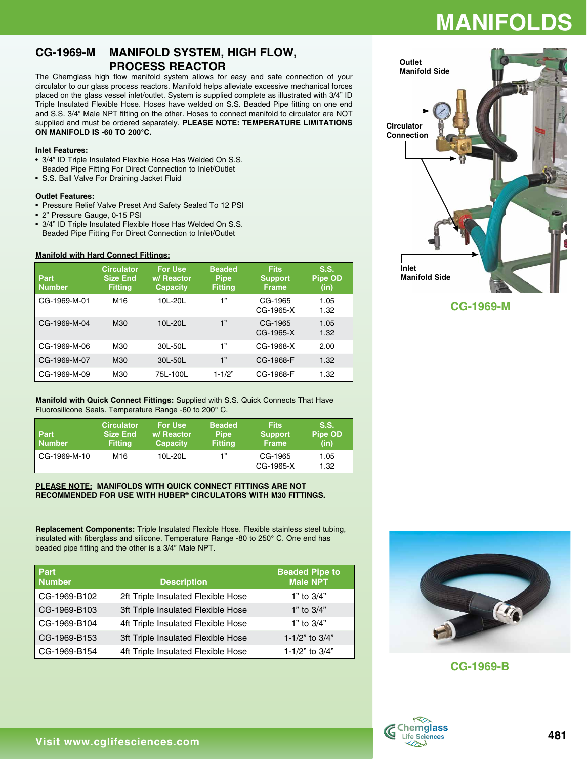# MANIFOLDS

## CG-1969-M MANIFOLD SYSTEM, HIGH FLOW, PROCESS REACTOR

The Chemglass high flow manifold system allows for easy and safe connection of your circulator to our glass process reactors. Manifold helps alleviate excessive mechanical forces placed on the glass vessel inlet/outlet. System is supplied complete as illustrated with 3/4" ID Triple Insulated Flexible Hose. Hoses have welded on S.S. Beaded Pipe fitting on one end and S.S. 3/4" Male NPT fitting on the other. Hoses to connect manifold to circulator are NOT supplied and must be ordered separately. **PLEASE NOTE: TEMPERATURE LIMITATIONS ON MANIFOLD IS -60 TO 200°C.**

**Inlet Features:**

- 3/4" ID Triple Insulated Flexible Hose Has Welded On S.S. Beaded Pipe Fitting For Direct Connection to Inlet/Outlet
- S.S. Ball Valve For Draining Jacket Fluid

**Outlet Features:**

- Pressure Relief Valve Preset And Safety Sealed To 12 PSI
- 2" Pressure Gauge, 0-15 PSI
- 3/4" ID Triple Insulated Flexible Hose Has Welded On S.S. Beaded Pipe Fitting For Direct Connection to Inlet/Outlet

**Manifold with Hard Connect Fittings:**

| Part Number | Circulator Size End Fitting | For Use w/ Reactor Capacity | Beaded Pipe Fitting | Fits Support Frame | S.S. Pipe OD (in) |
|---|---|---|---|---|---|
| CG-1969-M-01 | M16 | 10L-20L | 1" | CG-1965<br>CG-1965-X | 1.05<br>1.32 |
| CG-1969-M-04 | M30 | 10L-20L | 1" | CG-1965<br>CG-1965-X | 1.05<br>1.32 |
| CG-1969-M-06 | M30 | 30L-50L | 1" | CG-1968-X | 2.00 |
| CG-1969-M-07 | M30 | 30L-50L | 1" | CG-1968-F | 1.32 |
| CG-1969-M-09 | M30 | 75L-100L | 1-1/2" | CG-1968-F | 1.32 |

**Manifold with Quick Connect Fittings:** Supplied with S.S. Quick Connects That Have Fluorosilicone Seals. Temperature Range -60 to 200° C.

| Part Number | Circulator Size End Fitting | For Use w/ Reactor Capacity | Beaded Pipe Fitting | Fits Support Frame | S.S. Pipe OD (in) |
|---|---|---|---|---|---|
| CG-1969-M-10 | M16 | 10L-20L | 1" | CG-1965<br>CG-1965-X | 1.05<br>1.32 |

**PLEASE NOTE: MANIFOLDS WITH QUICK CONNECT FITTINGS ARE NOT RECOMMENDED FOR USE WITH HUBER® CIRCULATORS WITH M30 FITTINGS.**

**Replacement Components:** Triple Insulated Flexible Hose. Flexible stainless steel tubing, insulated with fiberglass and silicone. Temperature Range -80 to 250° C. One end has beaded pipe fitting and the other is a 3/4" Male NPT.

| Part Number | Description | Beaded Pipe to Male NPT |
|---|---|---|
| CG-1969-B102 | 2ft Triple Insulated Flexible Hose | 1" to 3/4" |
| CG-1969-B103 | 3ft Triple Insulated Flexible Hose | 1" to 3/4" |
| CG-1969-B104 | 4ft Triple Insulated Flexible Hose | 1" to 3/4" |
| CG-1969-B153 | 3ft Triple Insulated Flexible Hose | 1-1/2" to 3/4" |
| CG-1969-B154 | 4ft Triple Insulated Flexible Hose | 1-1/2" to 3/4" |

Outlet Manifold Side

Circulator Connection

Inlet Manifold Side

CG-1969-M

CG-1969-B

Visit www.cglifesciences.com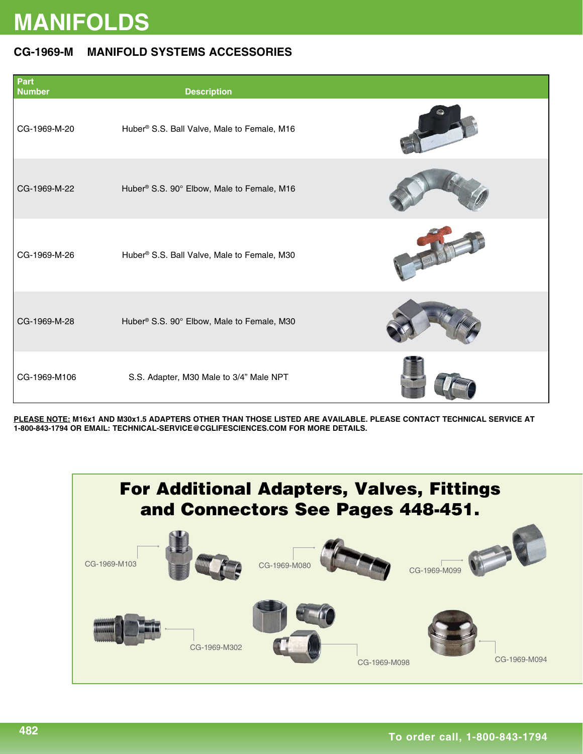# MANIFOLDS

## CG-1969-M MANIFOLD SYSTEMS ACCESSORIES

| Part Number | Description |
|---|---|
| CG-1969-M-20 | Huber® S.S. Ball Valve, Male to Female, M16 |
| CG-1969-M-22 | Huber® S.S. 90° Elbow, Male to Female, M16 |
| CG-1969-M-26 | Huber® S.S. Ball Valve, Male to Female, M30 |
| CG-1969-M-28 | Huber® S.S. 90° Elbow, Male to Female, M30 |
| CG-1969-M106 | S.S. Adapter, M30 Male to 3/4" Male NPT |

**PLEASE NOTE: M16x1 AND M30x1.5 ADAPTERS OTHER THAN THOSE LISTED ARE AVAILABLE. PLEASE CONTACT TECHNICAL SERVICE AT 1-800-843-1794 OR EMAIL: TECHNICAL-SERVICE@CGLIFESCIENCES.COM FOR MORE DETAILS.**

## For Additional Adapters, Valves, Fittings and Connectors See Pages 448-451.

CG-1969-M103

CG-1969-M080

CG-1969-M099

CG-1969-M302

CG-1969-M098

CG-1969-M094

To order call, 1-800-843-1794